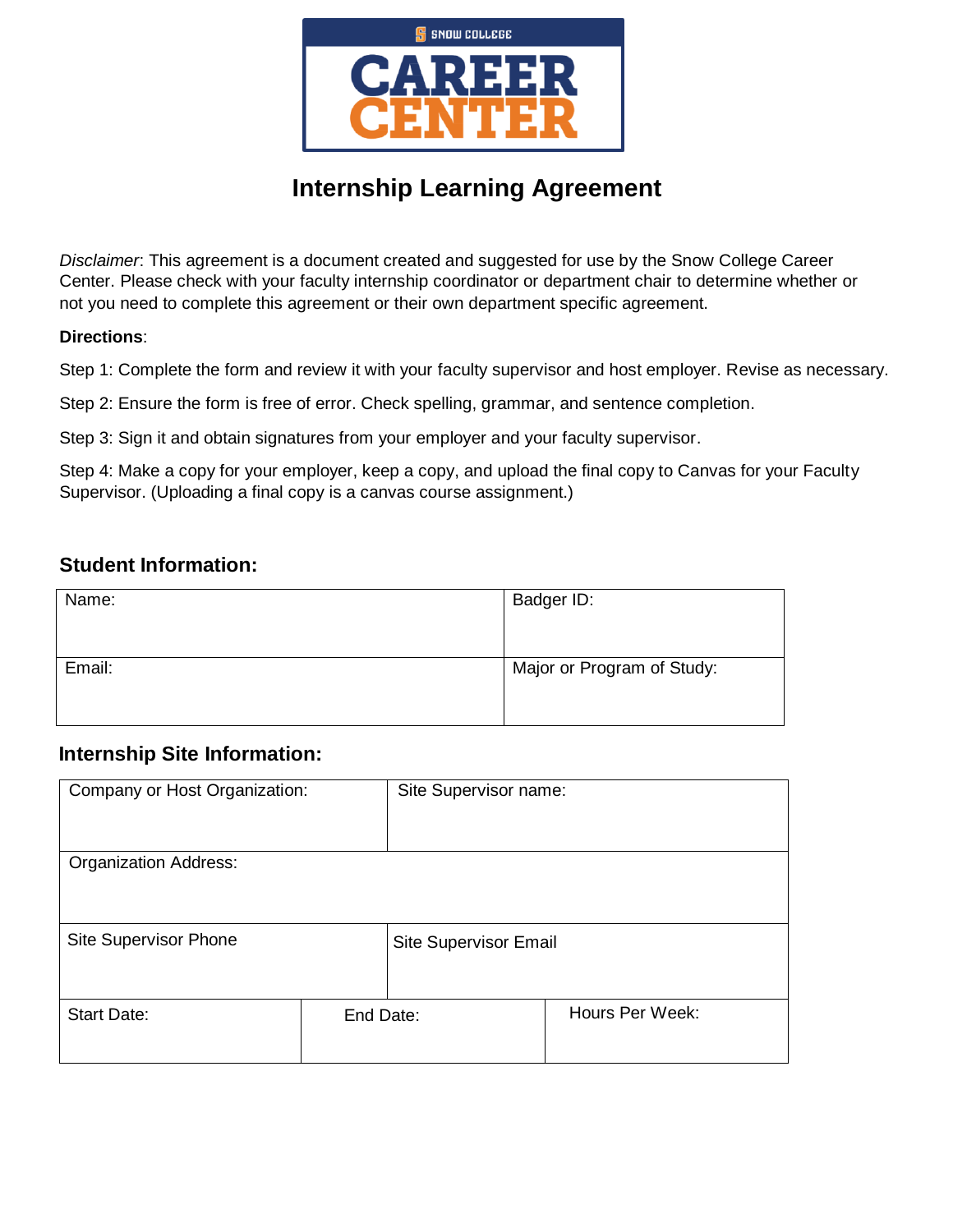SNOW COLLEGE

CAREER CENTER

# Internship Learning Agreement

*Disclaimer*: This agreement is a document created and suggested for use by the Snow College Career Center. Please check with your faculty internship coordinator or department chair to determine whether or not you need to complete this agreement or their own department specific agreement.

**Directions**:

Step 1: Complete the form and review it with your faculty supervisor and host employer. Revise as necessary.

Step 2: Ensure the form is free of error. Check spelling, grammar, and sentence completion.

Step 3: Sign it and obtain signatures from your employer and your faculty supervisor.

Step 4: Make a copy for your employer, keep a copy, and upload the final copy to Canvas for your Faculty Supervisor. (Uploading a final copy is a canvas course assignment.)

## Student Information:

| | |
|---|---|
| Name: | Badger ID: |
| Email: | Major or Program of Study: |

## Internship Site Information:

| | | |
|---|---|---|
| Company or Host Organization: | Site Supervisor name: | |
| Organization Address: | | |
| Site Supervisor Phone | Site Supervisor Email | |
| Start Date: | End Date: | Hours Per Week: |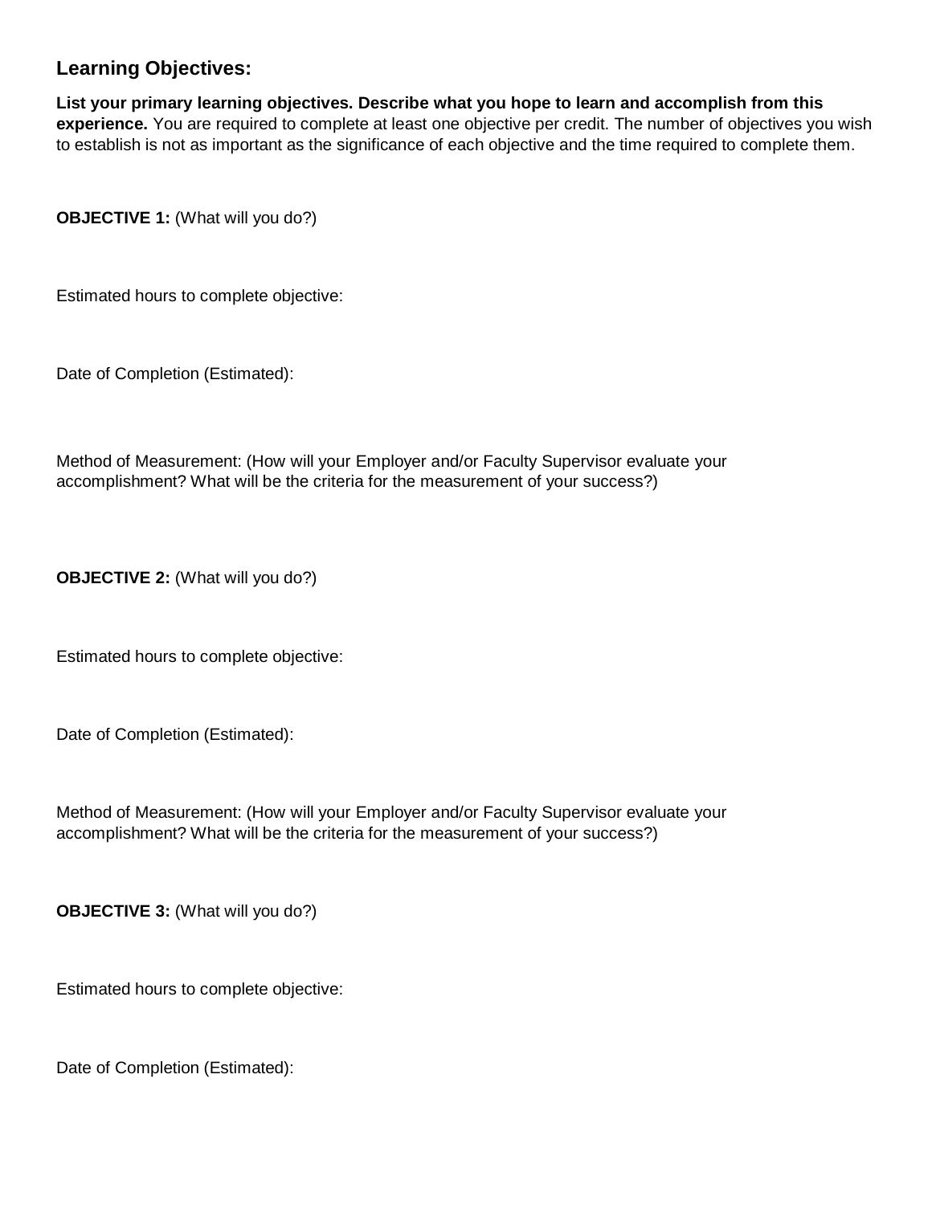## Learning Objectives:

**List your primary learning objectives. Describe what you hope to learn and accomplish from this experience.** You are required to complete at least one objective per credit. The number of objectives you wish to establish is not as important as the significance of each objective and the time required to complete them.

**OBJECTIVE 1:** (What will you do?)

Estimated hours to complete objective:

Date of Completion (Estimated):

Method of Measurement: (How will your Employer and/or Faculty Supervisor evaluate your accomplishment? What will be the criteria for the measurement of your success?)

**OBJECTIVE 2:** (What will you do?)

Estimated hours to complete objective:

Date of Completion (Estimated):

Method of Measurement: (How will your Employer and/or Faculty Supervisor evaluate your accomplishment? What will be the criteria for the measurement of your success?)

**OBJECTIVE 3:** (What will you do?)

Estimated hours to complete objective:

Date of Completion (Estimated):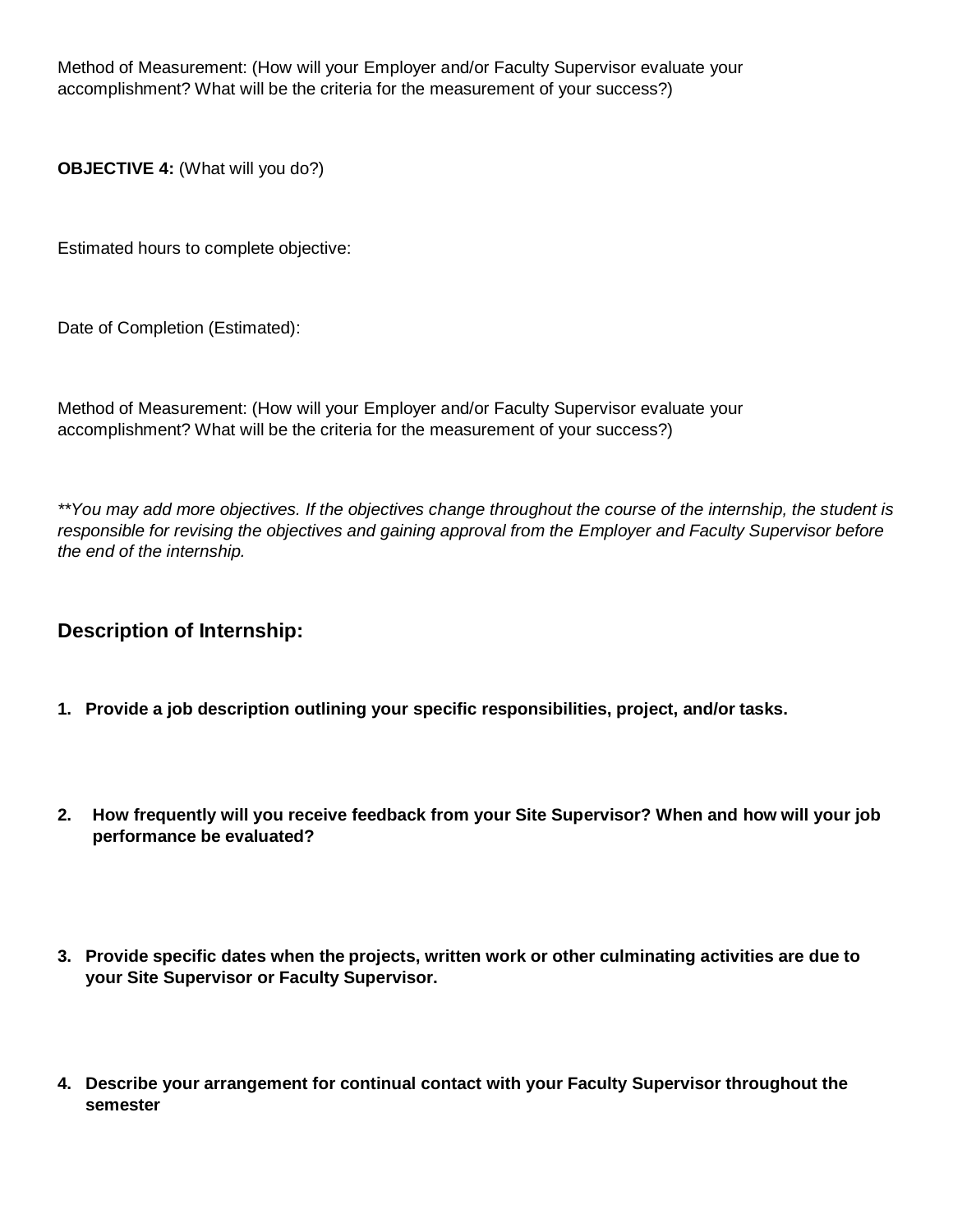Method of Measurement: (How will your Employer and/or Faculty Supervisor evaluate your accomplishment? What will be the criteria for the measurement of your success?)

**OBJECTIVE 4:** (What will you do?)

Estimated hours to complete objective:

Date of Completion (Estimated):

Method of Measurement: (How will your Employer and/or Faculty Supervisor evaluate your accomplishment? What will be the criteria for the measurement of your success?)

*\*\*You may add more objectives. If the objectives change throughout the course of the internship, the student is responsible for revising the objectives and gaining approval from the Employer and Faculty Supervisor before the end of the internship.*

## Description of Internship:

1. **Provide a job description outlining your specific responsibilities, project, and/or tasks.**

2. **How frequently will you receive feedback from your Site Supervisor? When and how will your job performance be evaluated?**

3. **Provide specific dates when the projects, written work or other culminating activities are due to your Site Supervisor or Faculty Supervisor.**

4. **Describe your arrangement for continual contact with your Faculty Supervisor throughout the semester**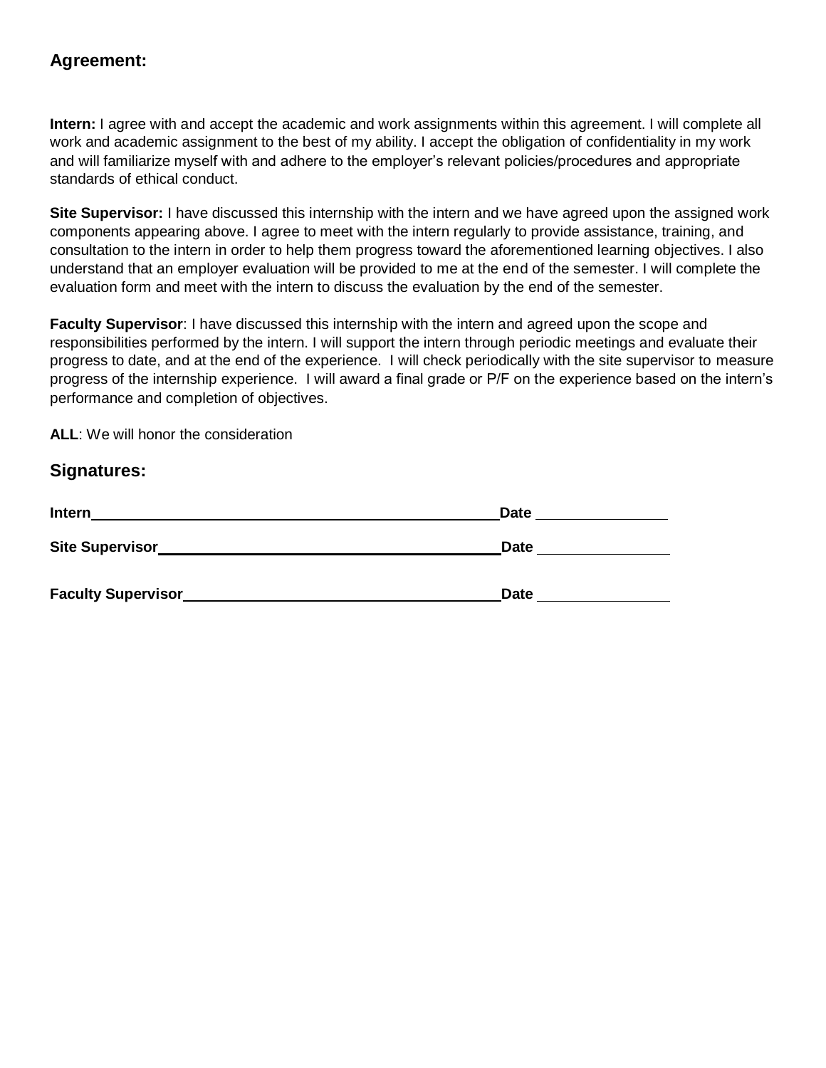## Agreement:

**Intern:** I agree with and accept the academic and work assignments within this agreement. I will complete all work and academic assignment to the best of my ability. I accept the obligation of confidentiality in my work and will familiarize myself with and adhere to the employer's relevant policies/procedures and appropriate standards of ethical conduct.

**Site Supervisor:** I have discussed this internship with the intern and we have agreed upon the assigned work components appearing above. I agree to meet with the intern regularly to provide assistance, training, and consultation to the intern in order to help them progress toward the aforementioned learning objectives. I also understand that an employer evaluation will be provided to me at the end of the semester. I will complete the evaluation form and meet with the intern to discuss the evaluation by the end of the semester.

**Faculty Supervisor**: I have discussed this internship with the intern and agreed upon the scope and responsibilities performed by the intern. I will support the intern through periodic meetings and evaluate their progress to date, and at the end of the experience. I will check periodically with the site supervisor to measure progress of the internship experience. I will award a final grade or P/F on the experience based on the intern's performance and completion of objectives.

**ALL**: We will honor the consideration

## Signatures:

**Intern**\_\_\_\_\_\_\_\_\_\_\_\_\_\_\_\_\_\_\_\_\_\_\_\_\_\_\_\_\_\_\_\_\_\_\_\_\_\_\_\_\_\_\_\_\_\_\_\_ **Date** \_\_\_\_\_\_\_\_\_\_\_\_\_\_\_\_

**Site Supervisor**\_\_\_\_\_\_\_\_\_\_\_\_\_\_\_\_\_\_\_\_\_\_\_\_\_\_\_\_\_\_\_\_\_\_\_\_\_\_\_\_\_\_ **Date** \_\_\_\_\_\_\_\_\_\_\_\_\_\_\_\_

**Faculty Supervisor**\_\_\_\_\_\_\_\_\_\_\_\_\_\_\_\_\_\_\_\_\_\_\_\_\_\_\_\_\_\_\_\_\_\_\_\_\_\_\_ **Date** \_\_\_\_\_\_\_\_\_\_\_\_\_\_\_\_